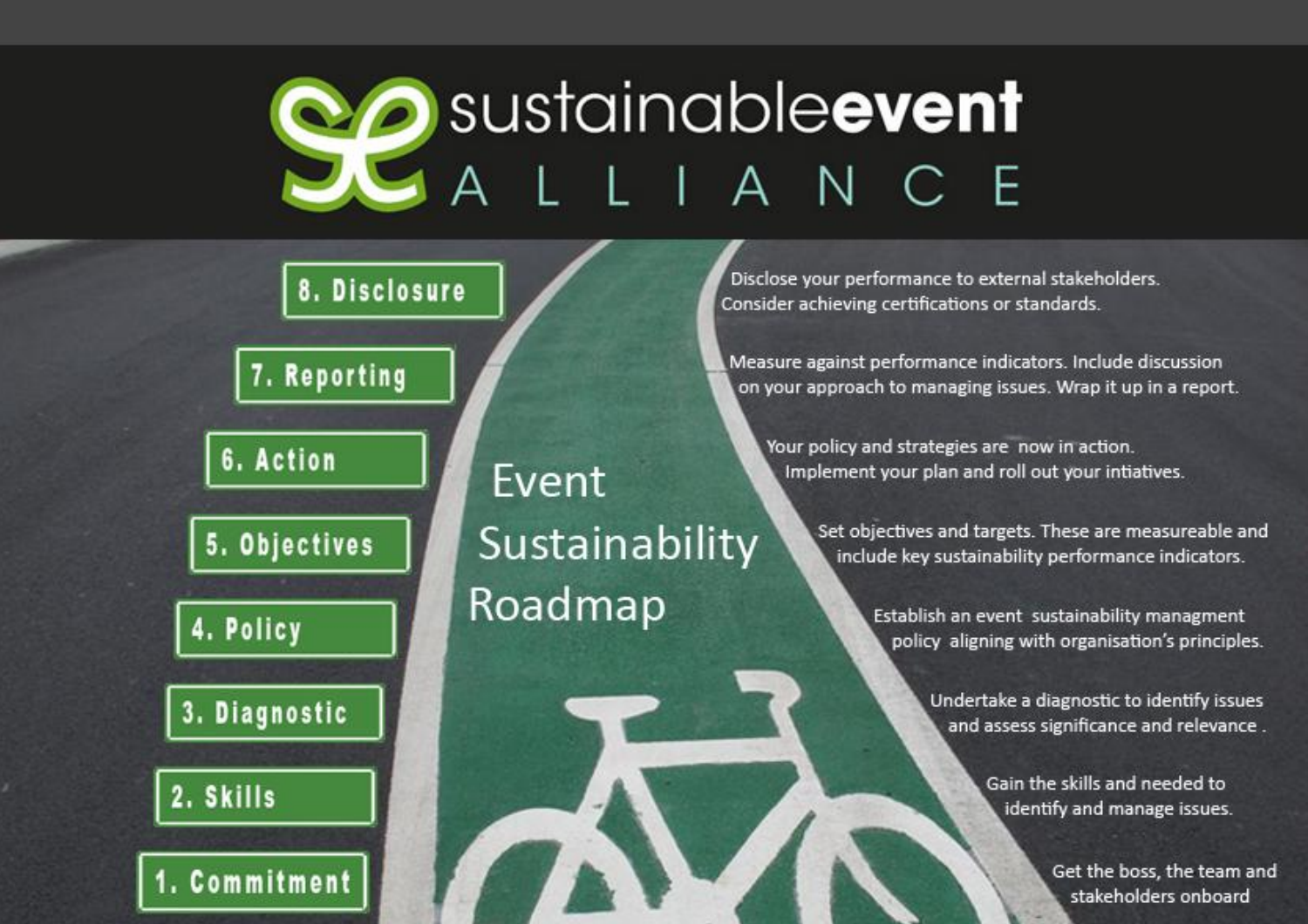# sustainableevent ALLIANCE

## Event Sustainability Roadmap

**8. Disclosure**
Disclose your performance to external stakeholders. Consider achieving certifications or standards.

**7. Reporting**
Measure against performance indicators. Include discussion on your approach to managing issues. Wrap it up in a report.

**6. Action**
Your policy and strategies are now in action. Implement your plan and roll out your intiatives.

**5. Objectives**
Set objectives and targets. These are measureable and include key sustainability performance indicators.

**4. Policy**
Establish an event sustainability managment policy aligning with organisation's principles.

**3. Diagnostic**
Undertake a diagnostic to identify issues and assess significance and relevance .

**2. Skills**
Gain the skills and needed to identify and manage issues.

**1. Commitment**
Get the boss, the team and stakeholders onboard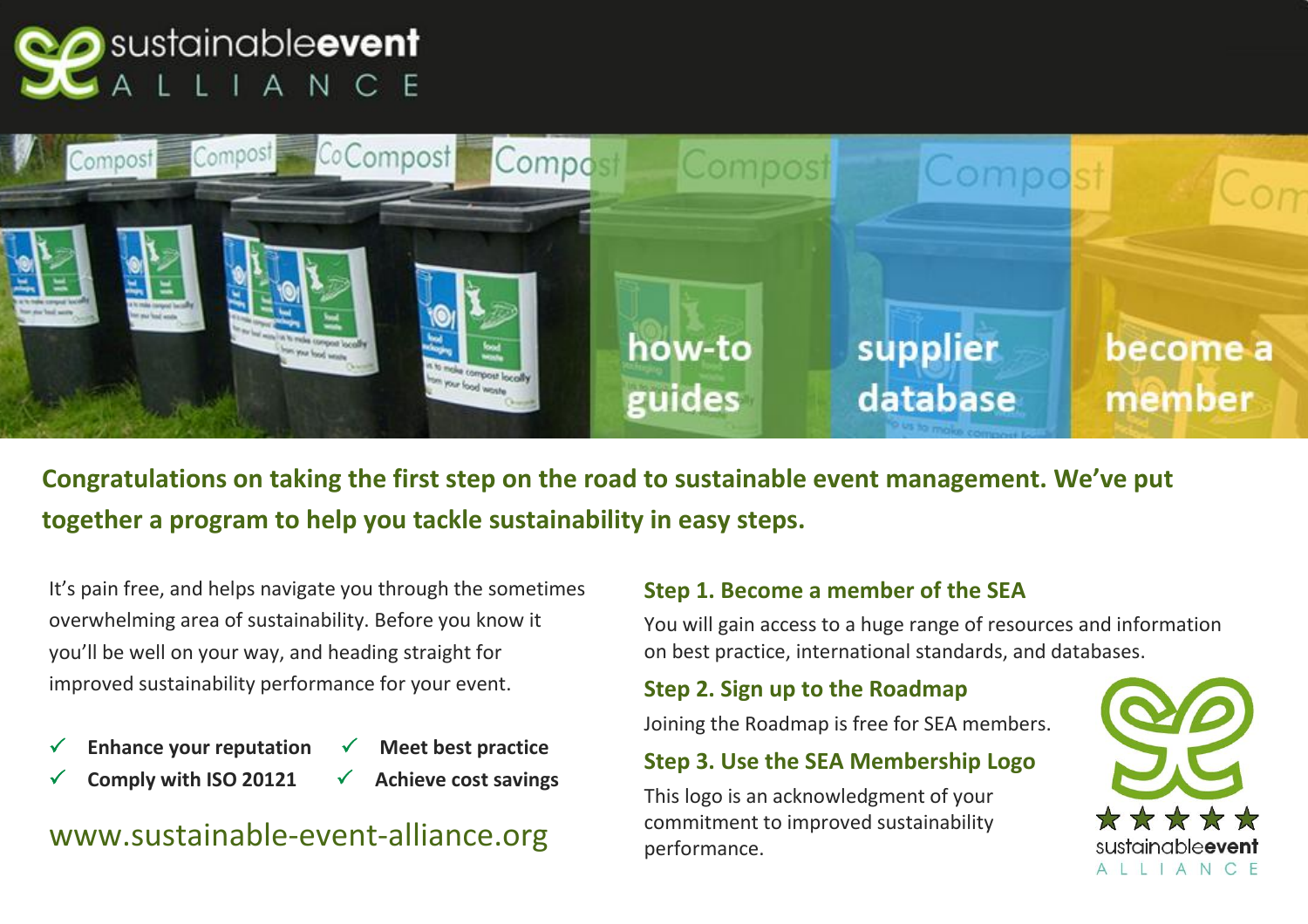# sustainableevent ALLIANCE

how-to guides | supplier database | become a member

**Congratulations on taking the first step on the road to sustainable event management. We've put together a program to help you tackle sustainability in easy steps.**

It's pain free, and helps navigate you through the sometimes overwhelming area of sustainability. Before you know it you'll be well on your way, and heading straight for improved sustainability performance for your event.

- ✓ **Enhance your reputation**
- ✓ **Meet best practice**
- ✓ **Comply with ISO 20121**
- ✓ **Achieve cost savings**

www.sustainable-event-alliance.org

### Step 1. Become a member of the SEA

You will gain access to a huge range of resources and information on best practice, international standards, and databases.

### Step 2. Sign up to the Roadmap

Joining the Roadmap is free for SEA members.

### Step 3. Use the SEA Membership Logo

This logo is an acknowledgment of your commitment to improved sustainability performance.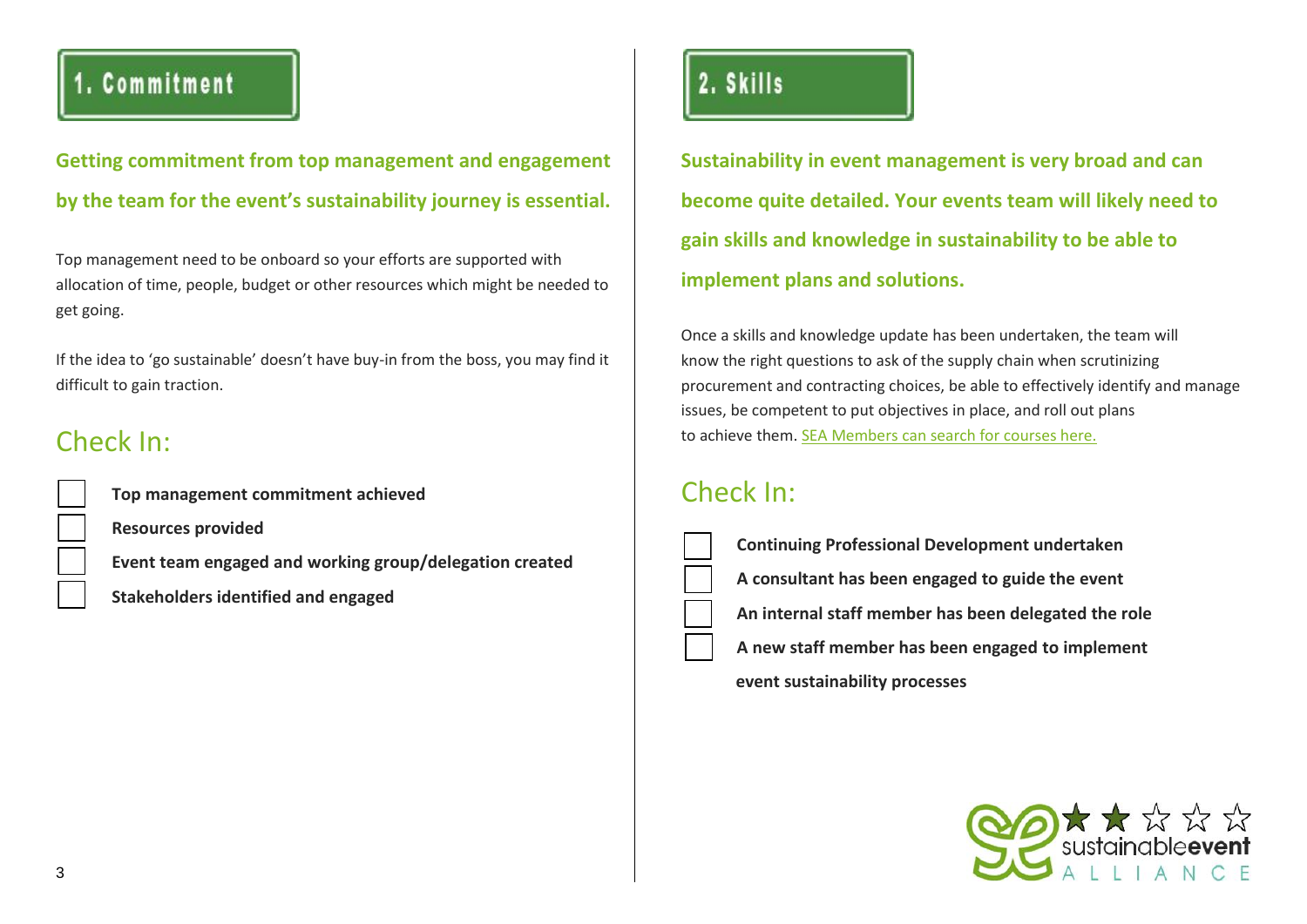## 1. Commitment

**Getting commitment from top management and engagement by the team for the event's sustainability journey is essential.**

Top management need to be onboard so your efforts are supported with allocation of time, people, budget or other resources which might be needed to get going.

If the idea to 'go sustainable' doesn't have buy-in from the boss, you may find it difficult to gain traction.

### Check In:

- [ ] **Top management commitment achieved**
- [ ] **Resources provided**
- [ ] **Event team engaged and working group/delegation created**
- [ ] **Stakeholders identified and engaged**

## 2. Skills

**Sustainability in event management is very broad and can become quite detailed. Your events team will likely need to gain skills and knowledge in sustainability to be able to implement plans and solutions.**

Once a skills and knowledge update has been undertaken, the team will know the right questions to ask of the supply chain when scrutinizing procurement and contracting choices, be able to effectively identify and manage issues, be competent to put objectives in place, and roll out plans to achieve them. SEA Members can search for courses here.

### Check In:

- [ ] **Continuing Professional Development undertaken**
- [ ] **A consultant has been engaged to guide the event**
- [ ] **An internal staff member has been delegated the role**
- [ ] **A new staff member has been engaged to implement event sustainability processes**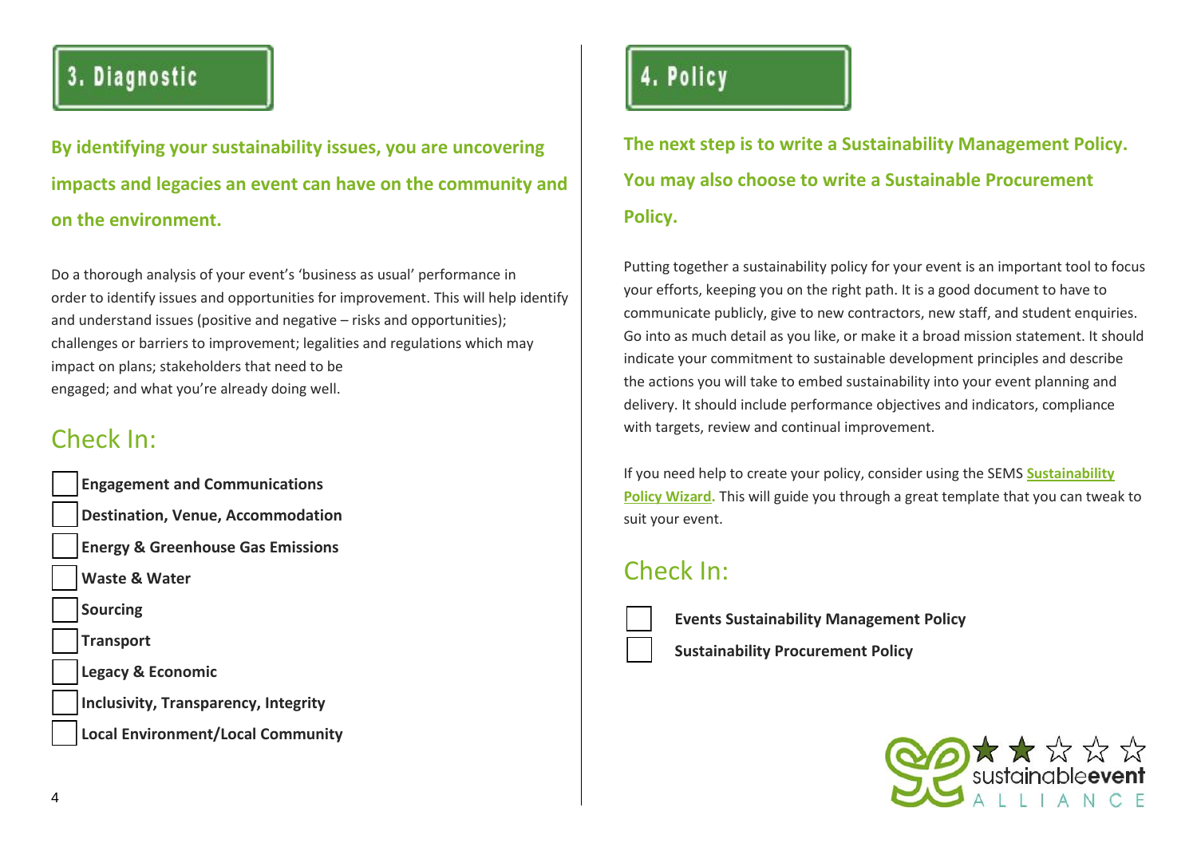## 3. Diagnostic

**By identifying your sustainability issues, you are uncovering impacts and legacies an event can have on the community and on the environment.**

Do a thorough analysis of your event's 'business as usual' performance in order to identify issues and opportunities for improvement. This will help identify and understand issues (positive and negative – risks and opportunities); challenges or barriers to improvement; legalities and regulations which may impact on plans; stakeholders that need to be engaged; and what you're already doing well.

### Check In:

- [ ] **Engagement and Communications**
- [ ] **Destination, Venue, Accommodation**
- [ ] **Energy & Greenhouse Gas Emissions**
- [ ] **Waste & Water**
- [ ] **Sourcing**
- [ ] **Transport**
- [ ] **Legacy & Economic**
- [ ] **Inclusivity, Transparency, Integrity**
- [ ] **Local Environment/Local Community**

## 4. Policy

**The next step is to write a Sustainability Management Policy. You may also choose to write a Sustainable Procurement Policy.**

Putting together a sustainability policy for your event is an important tool to focus your efforts, keeping you on the right path. It is a good document to have to communicate publicly, give to new contractors, new staff, and student enquiries. Go into as much detail as you like, or make it a broad mission statement. It should indicate your commitment to sustainable development principles and describe the actions you will take to embed sustainability into your event planning and delivery. It should include performance objectives and indicators, compliance with targets, review and continual improvement.

If you need help to create your policy, consider using the SEMS **Sustainability Policy Wizard**. This will guide you through a great template that you can tweak to suit your event.

### Check In:

- [ ] **Events Sustainability Management Policy**
- [ ] **Sustainability Procurement Policy**

sustainableevent ALLIANCE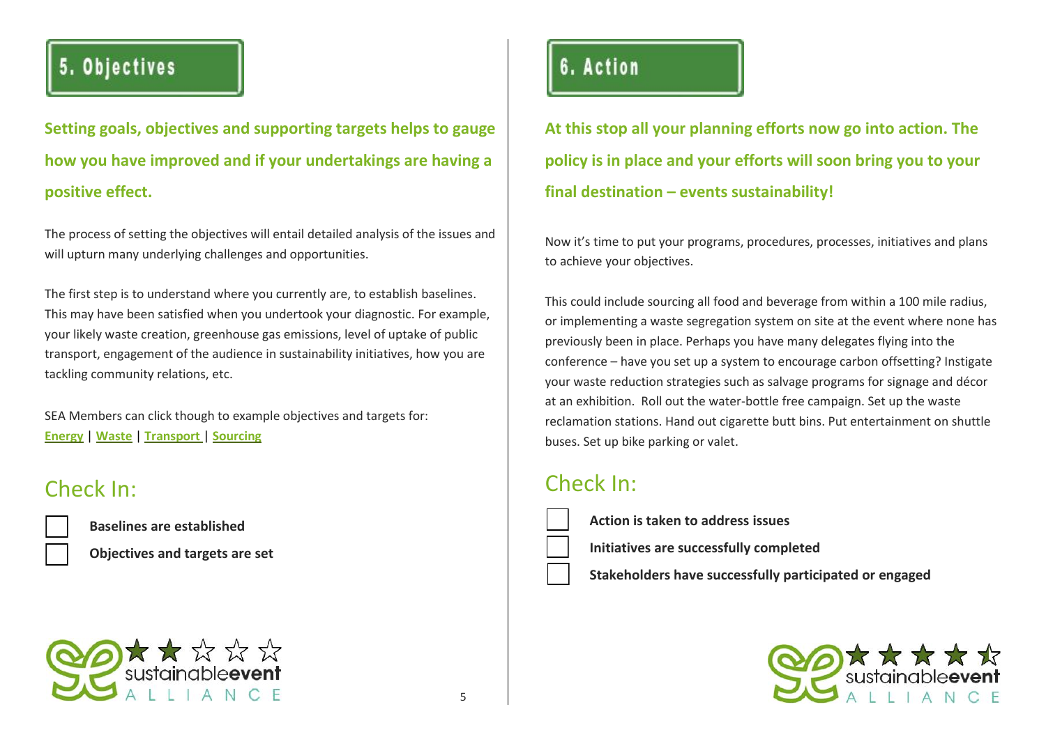## 5. Objectives

**Setting goals, objectives and supporting targets helps to gauge how you have improved and if your undertakings are having a positive effect.**

The process of setting the objectives will entail detailed analysis of the issues and will upturn many underlying challenges and opportunities.

The first step is to understand where you currently are, to establish baselines. This may have been satisfied when you undertook your diagnostic. For example, your likely waste creation, greenhouse gas emissions, level of uptake of public transport, engagement of the audience in sustainability initiatives, how you are tackling community relations, etc.

SEA Members can click though to example objectives and targets for:
Energy | Waste | Transport | Sourcing

### Check In:

- ☐ **Baselines are established**
- ☐ **Objectives and targets are set**

## 6. Action

**At this stop all your planning efforts now go into action. The policy is in place and your efforts will soon bring you to your final destination – events sustainability!**

Now it's time to put your programs, procedures, processes, initiatives and plans to achieve your objectives.

This could include sourcing all food and beverage from within a 100 mile radius, or implementing a waste segregation system on site at the event where none has previously been in place. Perhaps you have many delegates flying into the conference – have you set up a system to encourage carbon offsetting? Instigate your waste reduction strategies such as salvage programs for signage and décor at an exhibition. Roll out the water-bottle free campaign. Set up the waste reclamation stations. Hand out cigarette butt bins. Put entertainment on shuttle buses. Set up bike parking or valet.

### Check In:

- ☐ **Action is taken to address issues**
- ☐ **Initiatives are successfully completed**
- ☐ **Stakeholders have successfully participated or engaged**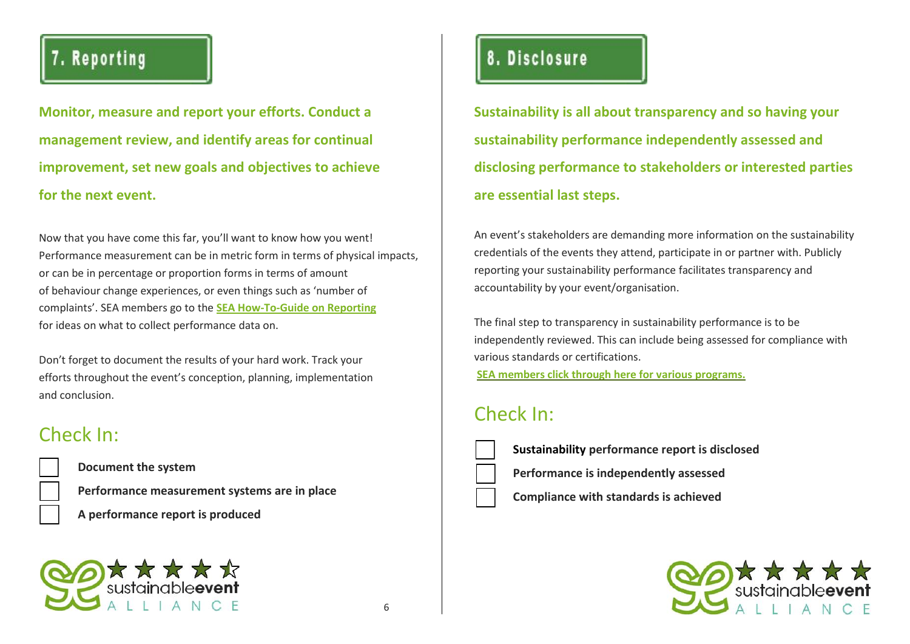## 7. Reporting

**Monitor, measure and report your efforts. Conduct a management review, and identify areas for continual improvement, set new goals and objectives to achieve for the next event.**

Now that you have come this far, you'll want to know how you went! Performance measurement can be in metric form in terms of physical impacts, or can be in percentage or proportion forms in terms of amount of behaviour change experiences, or even things such as 'number of complaints'. SEA members go to the **SEA How-To-Guide on Reporting** for ideas on what to collect performance data on.

Don't forget to document the results of your hard work. Track your efforts throughout the event's conception, planning, implementation and conclusion.

### Check In:

- [ ] **Document the system**
- [ ] **Performance measurement systems are in place**
- [ ] **A performance report is produced**

## 8. Disclosure

**Sustainability is all about transparency and so having your sustainability performance independently assessed and disclosing performance to stakeholders or interested parties are essential last steps.**

An event's stakeholders are demanding more information on the sustainability credentials of the events they attend, participate in or partner with. Publicly reporting your sustainability performance facilitates transparency and accountability by your event/organisation.

The final step to transparency in sustainability performance is to be independently reviewed. This can include being assessed for compliance with various standards or certifications.

**SEA members click through here for various programs.**

### Check In:

- [ ] **Sustainability performance report is disclosed**
- [ ] **Performance is independently assessed**
- [ ] **Compliance with standards is achieved**